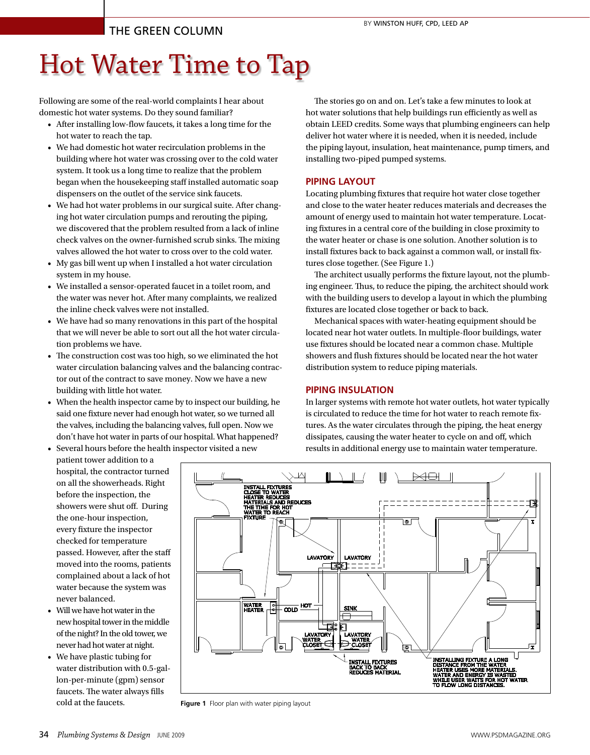THE GREEN COLUMN

BY WINSTON HUFF, CPD, LEED AP

# Hot Water Time to Tap

Following are some of the real-world complaints I hear about domestic hot water systems. Do they sound familiar?

- After installing low-flow faucets, it takes a long time for the hot water to reach the tap.
- We had domestic hot water recirculation problems in the building where hot water was crossing over to the cold water system. It took us a long time to realize that the problem began when the housekeeping staff installed automatic soap dispensers on the outlet of the service sink faucets.
- We had hot water problems in our surgical suite. After changing hot water circulation pumps and rerouting the piping, we discovered that the problem resulted from a lack of inline check valves on the owner-furnished scrub sinks. The mixing valves allowed the hot water to cross over to the cold water.
- My gas bill went up when I installed a hot water circulation system in my house.
- We installed a sensor-operated faucet in a toilet room, and the water was never hot. After many complaints, we realized the inline check valves were not installed.
- We have had so many renovations in this part of the hospital that we will never be able to sort out all the hot water circulation problems we have.
- The construction cost was too high, so we eliminated the hot water circulation balancing valves and the balancing contractor out of the contract to save money. Now we have a new building with little hot water.
- When the health inspector came by to inspect our building, he said one fixture never had enough hot water, so we turned all the valves, including the balancing valves, full open. Now we don't have hot water in parts of our hospital. What happened?
- Several hours before the health inspector visited a new patient tower addition to a hospital, the contractor turned on all the showerheads. Right before the inspection, the showers were shut off. During the one-hour inspection, every fixture the inspector checked for temperature passed. However, after the staff moved into the rooms, patients complained about a lack of hot water because the system was never balanced.
- Will we have hot water in the new hospital tower in the middle of the night? In the old tower, we never had hot water at night.
- We have plastic tubing for water distribution with 0.5-gallon-per-minute (gpm) sensor faucets. The water always fills cold at the faucets.

The stories go on and on. Let's take a few minutes to look at hot water solutions that help buildings run efficiently as well as obtain LEED credits. Some ways that plumbing engineers can help deliver hot water where it is needed, when it is needed, include the piping layout, insulation, heat maintenance, pump timers, and installing two-piped pumped systems.

## PIPING LAYOUT

Locating plumbing fixtures that require hot water close together and close to the water heater reduces materials and decreases the amount of energy used to maintain hot water temperature. Locating fixtures in a central core of the building in close proximity to the water heater or chase is one solution. Another solution is to install fixtures back to back against a common wall, or install fixtures close together. (See Figure 1.)

The architect usually performs the fixture layout, not the plumbing engineer. Thus, to reduce the piping, the architect should work with the building users to develop a layout in which the plumbing fixtures are located close together or back to back.

Mechanical spaces with water-heating equipment should be located near hot water outlets. In multiple-floor buildings, water use fixtures should be located near a common chase. Multiple showers and flush fixtures should be located near the hot water distribution system to reduce piping materials.

## PIPING INSULATION

In larger systems with remote hot water outlets, hot water typically is circulated to reduce the time for hot water to reach remote fixtures. As the water circulates through the piping, the heat energy dissipates, causing the water heater to cycle on and off, which results in additional energy use to maintain water temperature.

**Figure 1** Floor plan with water piping layout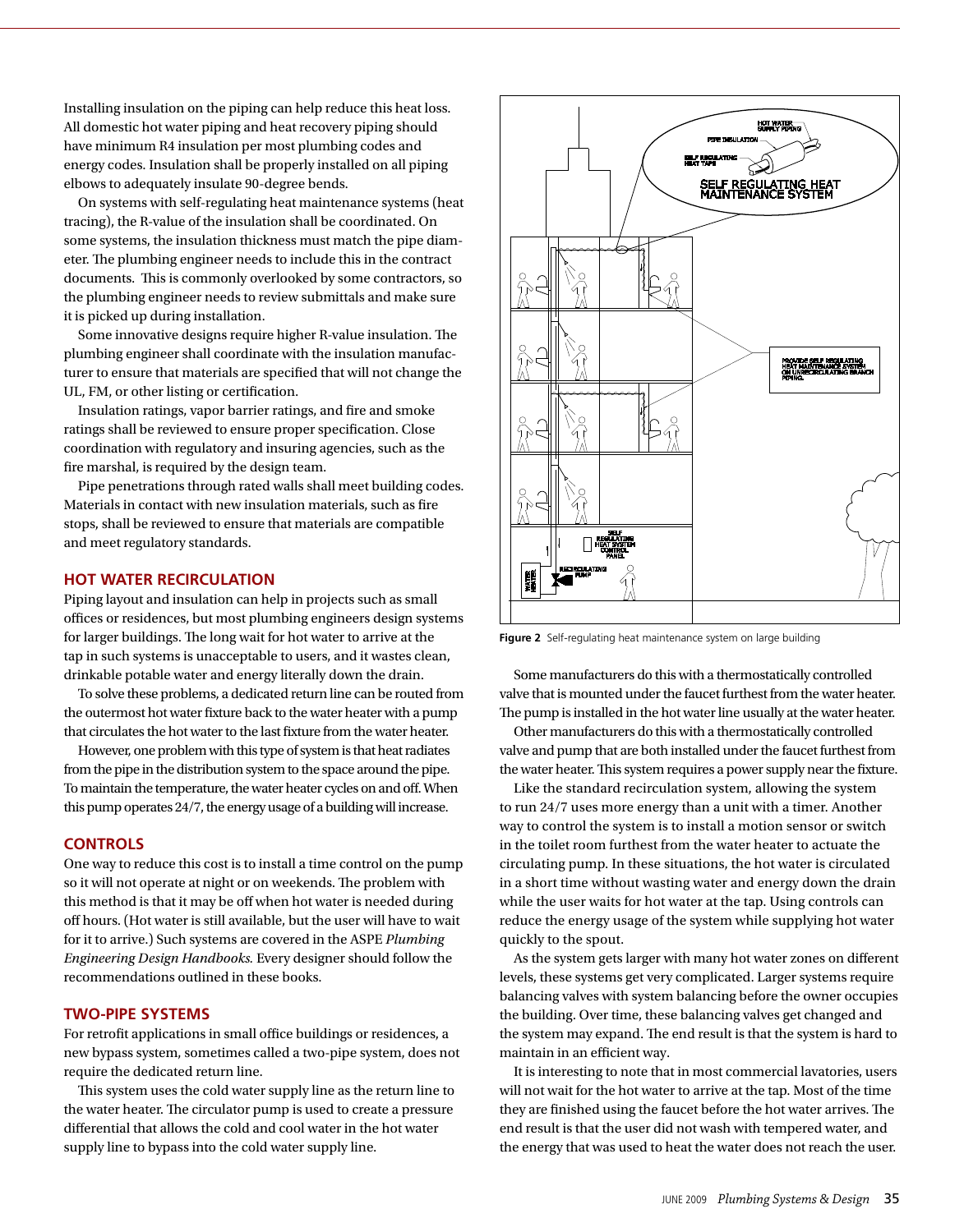Installing insulation on the piping can help reduce this heat loss. All domestic hot water piping and heat recovery piping should have minimum R4 insulation per most plumbing codes and energy codes. Insulation shall be properly installed on all piping elbows to adequately insulate 90-degree bends.

On systems with self-regulating heat maintenance systems (heat tracing), the R-value of the insulation shall be coordinated. On some systems, the insulation thickness must match the pipe diameter. The plumbing engineer needs to include this in the contract documents. This is commonly overlooked by some contractors, so the plumbing engineer needs to review submittals and make sure it is picked up during installation.

Some innovative designs require higher R-value insulation. The plumbing engineer shall coordinate with the insulation manufacturer to ensure that materials are specified that will not change the UL, FM, or other listing or certification.

Insulation ratings, vapor barrier ratings, and fire and smoke ratings shall be reviewed to ensure proper specification. Close coordination with regulatory and insuring agencies, such as the fire marshal, is required by the design team.

Pipe penetrations through rated walls shall meet building codes. Materials in contact with new insulation materials, such as fire stops, shall be reviewed to ensure that materials are compatible and meet regulatory standards.

## HOT WATER RECIRCULATION

Piping layout and insulation can help in projects such as small offices or residences, but most plumbing engineers design systems for larger buildings. The long wait for hot water to arrive at the tap in such systems is unacceptable to users, and it wastes clean, drinkable potable water and energy literally down the drain.

To solve these problems, a dedicated return line can be routed from the outermost hot water fixture back to the water heater with a pump that circulates the hot water to the last fixture from the water heater.

However, one problem with this type of system is that heat radiates from the pipe in the distribution system to the space around the pipe. To maintain the temperature, the water heater cycles on and off. When this pump operates 24/7, the energy usage of a building will increase.

## CONTROLS

One way to reduce this cost is to install a time control on the pump so it will not operate at night or on weekends. The problem with this method is that it may be off when hot water is needed during off hours. (Hot water is still available, but the user will have to wait for it to arrive.) Such systems are covered in the ASPE *Plumbing Engineering Design Handbooks*. Every designer should follow the recommendations outlined in these books.

## TWO-PIPE SYSTEMS

For retrofit applications in small office buildings or residences, a new bypass system, sometimes called a two-pipe system, does not require the dedicated return line.

This system uses the cold water supply line as the return line to the water heater. The circulator pump is used to create a pressure differential that allows the cold and cool water in the hot water supply line to bypass into the cold water supply line.

**Figure 2** Self-regulating heat maintenance system on large building

Some manufacturers do this with a thermostatically controlled valve that is mounted under the faucet furthest from the water heater. The pump is installed in the hot water line usually at the water heater.

Other manufacturers do this with a thermostatically controlled valve and pump that are both installed under the faucet furthest from the water heater. This system requires a power supply near the fixture.

Like the standard recirculation system, allowing the system to run 24/7 uses more energy than a unit with a timer. Another way to control the system is to install a motion sensor or switch in the toilet room furthest from the water heater to actuate the circulating pump. In these situations, the hot water is circulated in a short time without wasting water and energy down the drain while the user waits for hot water at the tap. Using controls can reduce the energy usage of the system while supplying hot water quickly to the spout.

As the system gets larger with many hot water zones on different levels, these systems get very complicated. Larger systems require balancing valves with system balancing before the owner occupies the building. Over time, these balancing valves get changed and the system may expand. The end result is that the system is hard to maintain in an efficient way.

It is interesting to note that in most commercial lavatories, users will not wait for the hot water to arrive at the tap. Most of the time they are finished using the faucet before the hot water arrives. The end result is that the user did not wash with tempered water, and the energy that was used to heat the water does not reach the user.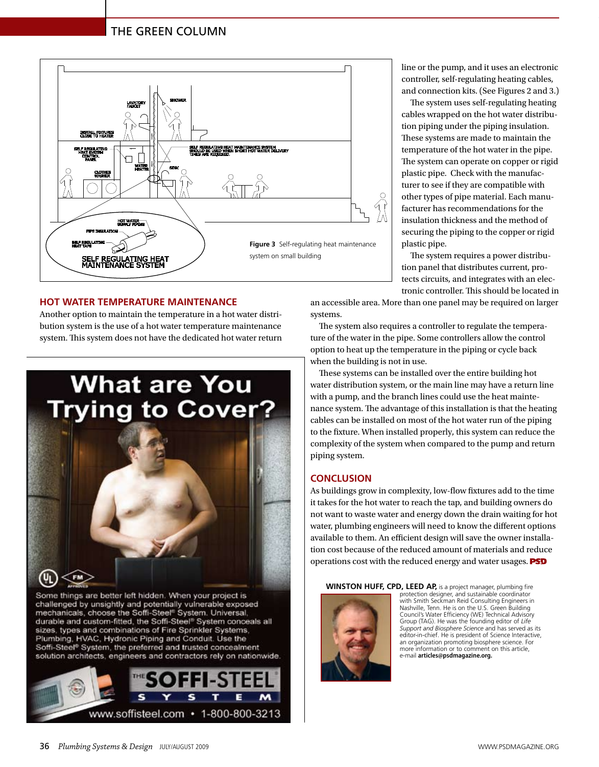line or the pump, and it uses an electronic controller, self-regulating heating cables, and connection kits. (See Figures 2 and 3.)

The system uses self-regulating heating cables wrapped on the hot water distribution piping under the piping insulation. These systems are made to maintain the temperature of the hot water in the pipe. The system can operate on copper or rigid plastic pipe. Check with the manufacturer to see if they are compatible with other types of pipe material. Each manufacturer has recommendations for the insulation thickness and the method of securing the piping to the copper or rigid plastic pipe.

The system requires a power distribution panel that distributes current, protects circuits, and integrates with an electronic controller. This should be located in an accessible area. More than one panel may be required on larger systems.

The system also requires a controller to regulate the temperature of the water in the pipe. Some controllers allow the control option to heat up the temperature in the piping or cycle back when the building is not in use.

These systems can be installed over the entire building hot water distribution system, or the main line may have a return line with a pump, and the branch lines could use the heat maintenance system. The advantage of this installation is that the heating cables can be installed on most of the hot water run of the piping to the fixture. When installed properly, this system can reduce the complexity of the system when compared to the pump and return piping system.

**Figure 3** Self-regulating heat maintenance system on small building

## HOT WATER TEMPERATURE MAINTENANCE

Another option to maintain the temperature in a hot water distribution system is the use of a hot water temperature maintenance system. This system does not have the dedicated hot water return

## CONCLUSION

As buildings grow in complexity, low-flow fixtures add to the time it takes for the hot water to reach the tap, and building owners do not want to waste water and energy down the drain waiting for hot water, plumbing engineers will need to know the different options available to them. An efficient design will save the owner installation cost because of the reduced amount of materials and reduce operations cost with the reduced energy and water usages. PSD

**WINSTON HUFF, CPD, LEED AP,** is a project manager, plumbing fire protection designer, and sustainable coordinator with Smith Seckman Reid Consulting Engineers in Nashville, Tenn. He is on the U.S. Green Building Council's Water Efficiency (WE) Technical Advisory Group (TAG). He was the founding editor of *Life Support and Biosphere Science* and has served as its editor-in-chief. He is president of Science Interactive, an organization promoting biosphere science. For more information or to comment on this article, e-mail **articles@psdmagazine.org.**